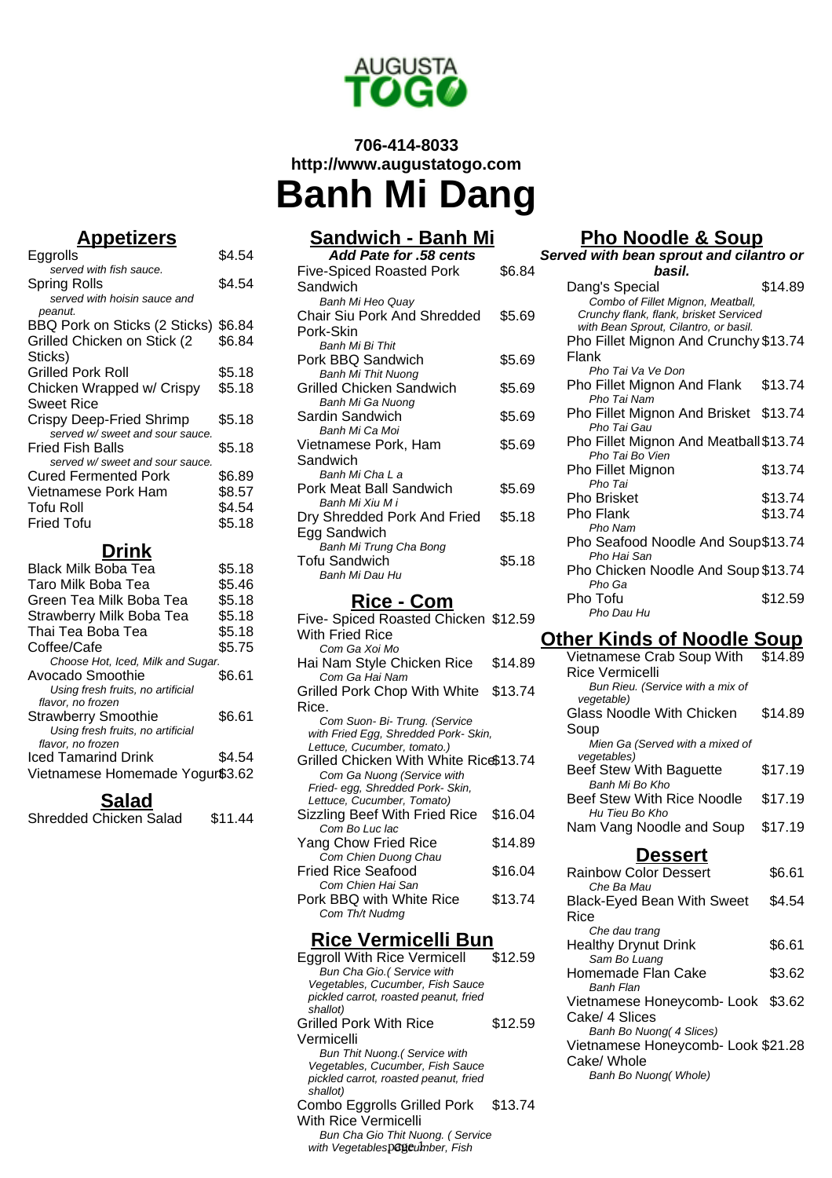AUGUSTA TOGO

**706-414-8033**
**http://www.augustatogo.com**

# Banh Mi Dang

## Appetizers

| Item | Price |
|---|---|
| Eggrolls<br>*served with fish sauce.* | $4.54 |
| Spring Rolls<br>*served with hoisin sauce and peanut.* | $4.54 |
| BBQ Pork on Sticks (2 Sticks) | $6.84 |
| Grilled Chicken on Stick (2 Sticks) | $6.84 |
| Grilled Pork Roll | $5.18 |
| Chicken Wrapped w/ Crispy Sweet Rice | $5.18 |
| Crispy Deep-Fried Shrimp<br>*served w/ sweet and sour sauce.* | $5.18 |
| Fried Fish Balls<br>*served w/ sweet and sour sauce.* | $5.18 |
| Cured Fermented Pork | $6.89 |
| Vietnamese Pork Ham | $8.57 |
| Tofu Roll | $4.54 |
| Fried Tofu | $5.18 |

## Drink

| Item | Price |
|---|---|
| Black Milk Boba Tea | $5.18 |
| Taro Milk Boba Tea | $5.46 |
| Green Tea Milk Boba Tea | $5.18 |
| Strawberry Milk Boba Tea | $5.18 |
| Thai Tea Boba Tea | $5.18 |
| Coffee/Cafe<br>*Choose Hot, Iced, Milk and Sugar.* | $5.75 |
| Avocado Smoothie<br>*Using fresh fruits, no artificial flavor, no frozen* | $6.61 |
| Strawberry Smoothie<br>*Using fresh fruits, no artificial flavor, no frozen* | $6.61 |
| Iced Tamarind Drink | $4.54 |
| Vietnamese Homemade Yogurt | $3.62 |

## Salad

| Item | Price |
|---|---|
| Shredded Chicken Salad | $11.44 |

## Sandwich - Banh Mi

***Add Pate for .58 cents***

| Item | Price |
|---|---|
| Five-Spiced Roasted Pork Sandwich<br>*Banh Mi Heo Quay* | $6.84 |
| Chair Siu Pork And Shredded Pork-Skin<br>*Banh Mi Bi Thit* | $5.69 |
| Pork BBQ Sandwich<br>*Banh Mi Thit Nuong* | $5.69 |
| Grilled Chicken Sandwich<br>*Banh Mi Ga Nuong* | $5.69 |
| Sardin Sandwich<br>*Banh Mi Ca Moi* | $5.69 |
| Vietnamese Pork, Ham Sandwich<br>*Banh Mi Cha L a* | $5.69 |
| Pork Meat Ball Sandwich<br>*Banh Mi Xiu M i* | $5.69 |
| Dry Shredded Pork And Fried Egg Sandwich<br>*Banh Mi Trung Cha Bong* | $5.18 |
| Tofu Sandwich<br>*Banh Mi Dau Hu* | $5.18 |

## Rice - Com

| Item | Price |
|---|---|
| Five- Spiced Roasted Chicken With Fried Rice<br>*Com Ga Xoi Mo* | $12.59 |
| Hai Nam Style Chicken Rice<br>*Com Ga Hai Nam* | $14.89 |
| Grilled Pork Chop With White Rice.<br>*Com Suon- Bi- Trung. (Service with Fried Egg, Shredded Pork- Skin, Lettuce, Cucumber, tomato.)* | $13.74 |
| Grilled Chicken With White Rice<br>*Com Ga Nuong (Service with Fried- egg, Shredded Pork- Skin, Lettuce, Cucumber, Tomato)* | $13.74 |
| Sizzling Beef With Fried Rice<br>*Com Bo Luc lac* | $16.04 |
| Yang Chow Fried Rice<br>*Com Chien Duong Chau* | $14.89 |
| Fried Rice Seafood<br>*Com Chien Hai San* | $16.04 |
| Pork BBQ with White Rice<br>*Com Th/t Nudmg* | $13.74 |

## Rice Vermicelli Bun

| Item | Price |
|---|---|
| Eggroll With Rice Vermicell<br>*Bun Cha Gio.( Service with Vegetables, Cucumber, Fish Sauce pickled carrot, roasted peanut, fried shallot)* | $12.59 |
| Grilled Pork With Rice Vermicelli<br>*Bun Thit Nuong.( Service with Vegetables, Cucumber, Fish Sauce pickled carrot, roasted peanut, fried shallot)* | $12.59 |
| Combo Eggrolls Grilled Pork With Rice Vermicelli<br>*Bun Cha Gio Thit Nuong. ( Service with Vegetables, Cucumber, Fish* | $13.74 |

## Pho Noodle & Soup

***Served with bean sprout and cilantro or basil.***

| Item | Price |
|---|---|
| Dang's Special<br>*Combo of Fillet Mignon, Meatball, Crunchy flank, flank, brisket Serviced with Bean Sprout, Cilantro, or basil.* | $14.89 |
| Pho Fillet Mignon And Crunchy Flank<br>*Pho Tai Va Ve Don* | $13.74 |
| Pho Fillet Mignon And Flank<br>*Pho Tai Nam* | $13.74 |
| Pho Fillet Mignon And Brisket<br>*Pho Tai Gau* | $13.74 |
| Pho Fillet Mignon And Meatball<br>*Pho Tai Bo Vien* | $13.74 |
| Pho Fillet Mignon<br>*Pho Tai* | $13.74 |
| Pho Brisket | $13.74 |
| Pho Flank<br>*Pho Nam* | $13.74 |
| Pho Seafood Noodle And Soup<br>*Pho Hai San* | $13.74 |
| Pho Chicken Noodle And Soup<br>*Pho Ga* | $13.74 |
| Pho Tofu<br>*Pho Dau Hu* | $12.59 |

## Other Kinds of Noodle Soup

| Item | Price |
|---|---|
| Vietnamese Crab Soup With Rice Vermicelli<br>*Bun Rieu. (Service with a mix of vegetable)* | $14.89 |
| Glass Noodle With Chicken Soup<br>*Mien Ga (Served with a mixed of vegetables)* | $14.89 |
| Beef Stew With Baguette<br>*Banh Mi Bo Kho* | $17.19 |
| Beef Stew With Rice Noodle<br>*Hu Tieu Bo Kho* | $17.19 |
| Nam Vang Noodle and Soup | $17.19 |

## Dessert

| Item | Price |
|---|---|
| Rainbow Color Dessert<br>*Che Ba Mau* | $6.61 |
| Black-Eyed Bean With Sweet Rice<br>*Che dau trang* | $4.54 |
| Healthy Drynut Drink<br>*Sam Bo Luang* | $6.61 |
| Homemade Flan Cake<br>*Banh Flan* | $3.62 |
| Vietnamese Honeycomb- Look Cake/ 4 Slices<br>*Banh Bo Nuong( 4 Slices)* | $3.62 |
| Vietnamese Honeycomb- Look Cake/ Whole<br>*Banh Bo Nuong( Whole)* | $21.28 |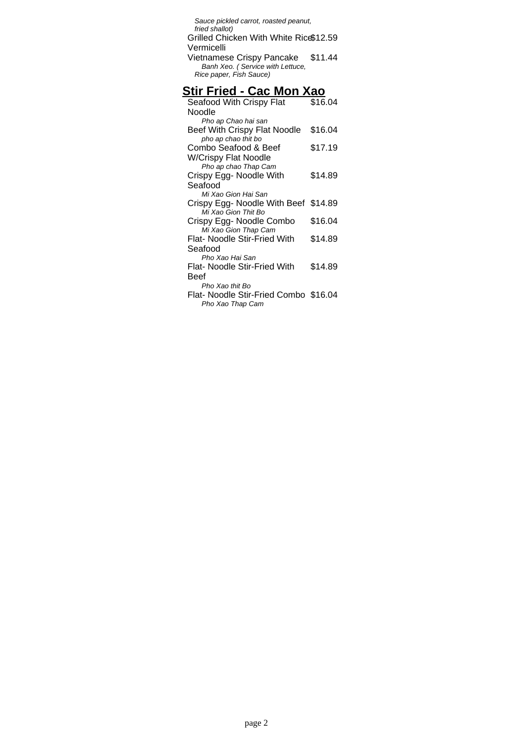*Sauce pickled carrot, roasted peanut, fried shallot)*

Grilled Chicken With White Rice Vermicelli — $12.59

Vietnamese Crispy Pancake — $11.44
*Banh Xeo. ( Service with Lettuce, Rice paper, Fish Sauce)*

## Stir Fried - Cac Mon Xao

Seafood With Crispy Flat Noodle — $16.04
*Pho ap Chao hai san*

Beef With Crispy Flat Noodle — $16.04
*pho ap chao thit bo*

Combo Seafood & Beef W/Crispy Flat Noodle — $17.19
*Pho ap chao Thap Cam*

Crispy Egg- Noodle With Seafood — $14.89
*Mi Xao Gion Hai San*

Crispy Egg- Noodle With Beef — $14.89
*Mi Xao Gion Thit Bo*

Crispy Egg- Noodle Combo — $16.04
*Mi Xao Gion Thap Cam*

Flat- Noodle Stir-Fried With Seafood — $14.89
*Pho Xao Hai San*

Flat- Noodle Stir-Fried With Beef — $14.89
*Pho Xao thit Bo*

Flat- Noodle Stir-Fried Combo — $16.04
*Pho Xao Thap Cam*